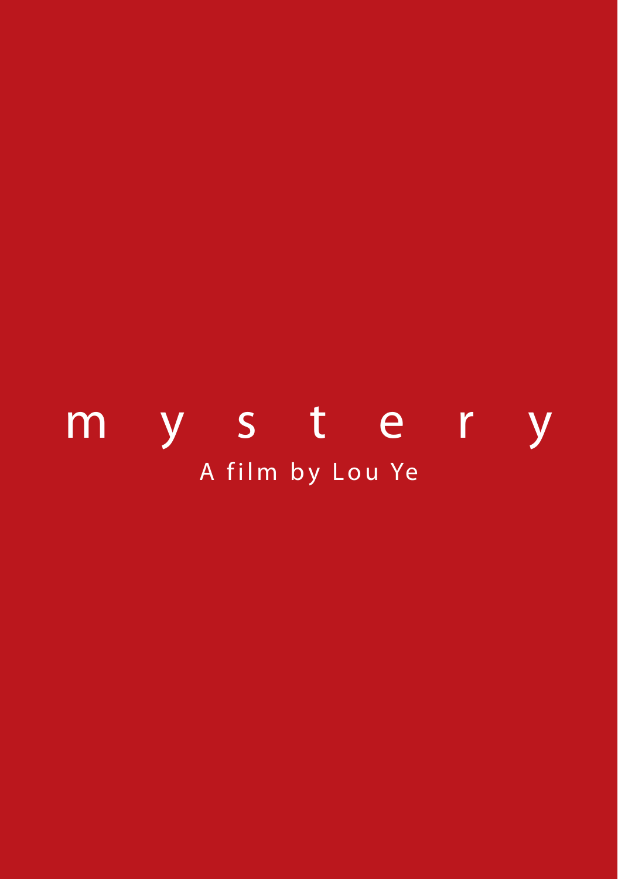# mystery

A film by Lou Ye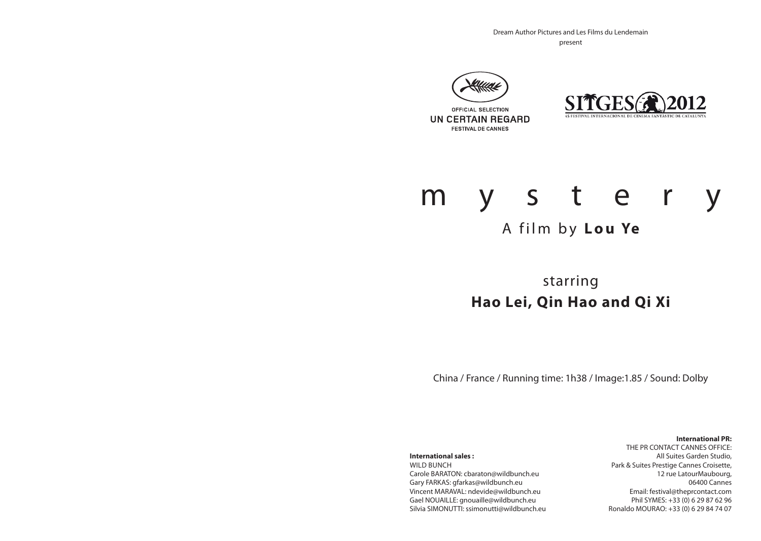Dream Author Pictures and Les Films du Lendemain
present

OFFICIAL SELECTION
**UN CERTAIN REGARD**
FESTIVAL DE CANNES

SITGES 2012
45 FESTIVAL INTERNACIONAL DE CINEMA FANTÀSTIC DE CATALUNYA

# m y s t e r y

## A film by **Lou Ye**

starring
**Hao Lei, Qin Hao and Qi Xi**

China / France / Running time: 1h38 / Image:1.85 / Sound: Dolby

**International sales :**
WILD BUNCH
Carole BARATON: cbaraton@wildbunch.eu
Gary FARKAS: gfarkas@wildbunch.eu
Vincent MARAVAL: ndevide@wildbunch.eu
Gael NOUAILLE: gnouaille@wildbunch.eu
Silvia SIMONUTTI: ssimonutti@wildbunch.eu

**International PR:**
THE PR CONTACT CANNES OFFICE:
All Suites Garden Studio,
Park & Suites Prestige Cannes Croisette,
12 rue LatourMaubourg,
06400 Cannes
Email: festival@theprcontact.com
Phil SYMES: +33 (0) 6 29 87 62 96
Ronaldo MOURAO: +33 (0) 6 29 84 74 07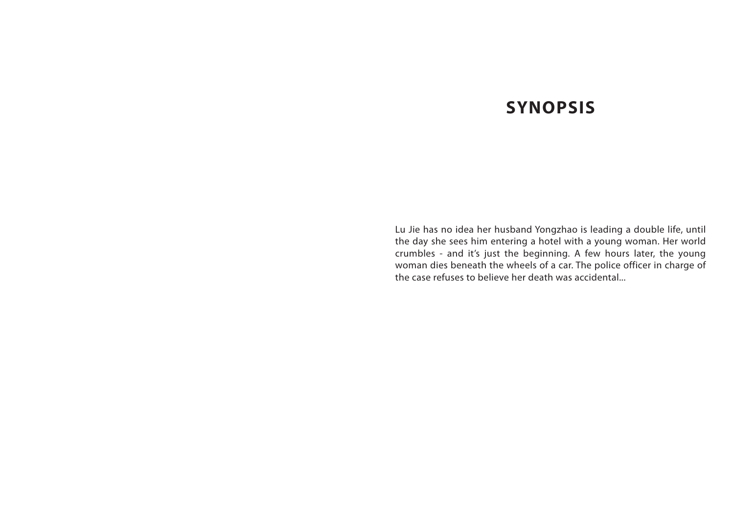# SYNOPSIS

Lu Jie has no idea her husband Yongzhao is leading a double life, until the day she sees him entering a hotel with a young woman. Her world crumbles - and it's just the beginning. A few hours later, the young woman dies beneath the wheels of a car. The police officer in charge of the case refuses to believe her death was accidental...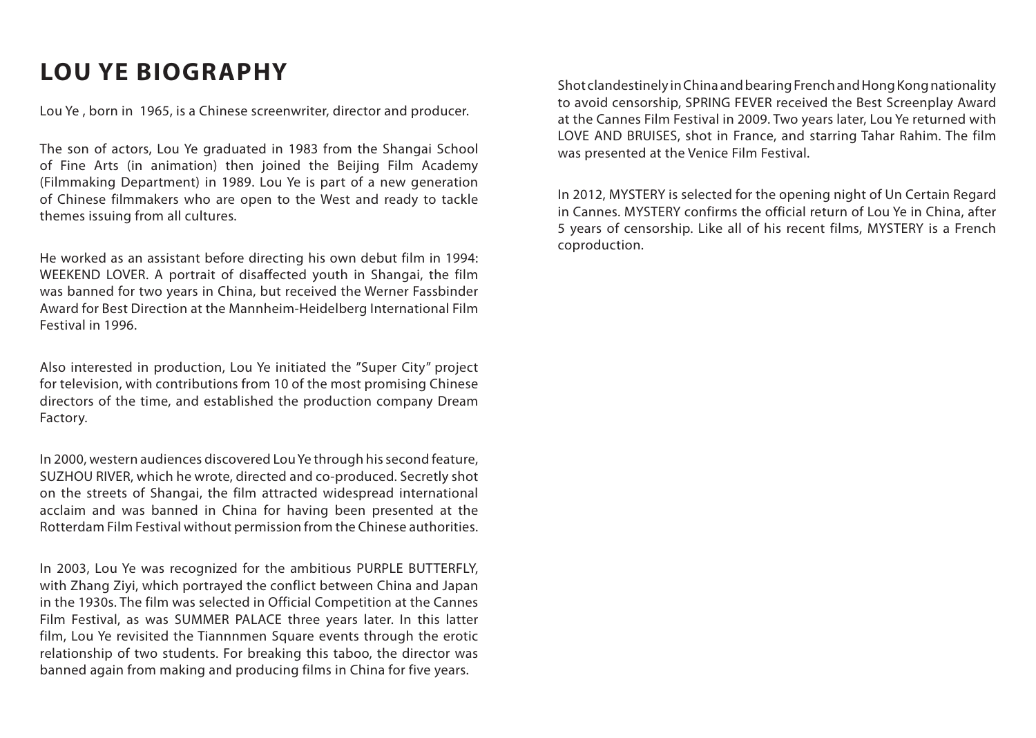# LOU YE BIOGRAPHY

Lou Ye , born in 1965, is a Chinese screenwriter, director and producer.

The son of actors, Lou Ye graduated in 1983 from the Shangai School of Fine Arts (in animation) then joined the Beijing Film Academy (Filmmaking Department) in 1989. Lou Ye is part of a new generation of Chinese filmmakers who are open to the West and ready to tackle themes issuing from all cultures.

He worked as an assistant before directing his own debut film in 1994: WEEKEND LOVER. A portrait of disaffected youth in Shangai, the film was banned for two years in China, but received the Werner Fassbinder Award for Best Direction at the Mannheim-Heidelberg International Film Festival in 1996.

Also interested in production, Lou Ye initiated the "Super City" project for television, with contributions from 10 of the most promising Chinese directors of the time, and established the production company Dream Factory.

In 2000, western audiences discovered Lou Ye through his second feature, SUZHOU RIVER, which he wrote, directed and co-produced. Secretly shot on the streets of Shangai, the film attracted widespread international acclaim and was banned in China for having been presented at the Rotterdam Film Festival without permission from the Chinese authorities.

In 2003, Lou Ye was recognized for the ambitious PURPLE BUTTERFLY, with Zhang Ziyi, which portrayed the conflict between China and Japan in the 1930s. The film was selected in Official Competition at the Cannes Film Festival, as was SUMMER PALACE three years later. In this latter film, Lou Ye revisited the Tiannnmen Square events through the erotic relationship of two students. For breaking this taboo, the director was banned again from making and producing films in China for five years.

Shot clandestinely in China and bearing French and Hong Kong nationality to avoid censorship, SPRING FEVER received the Best Screenplay Award at the Cannes Film Festival in 2009. Two years later, Lou Ye returned with LOVE AND BRUISES, shot in France, and starring Tahar Rahim. The film was presented at the Venice Film Festival.

In 2012, MYSTERY is selected for the opening night of Un Certain Regard in Cannes. MYSTERY confirms the official return of Lou Ye in China, after 5 years of censorship. Like all of his recent films, MYSTERY is a French coproduction.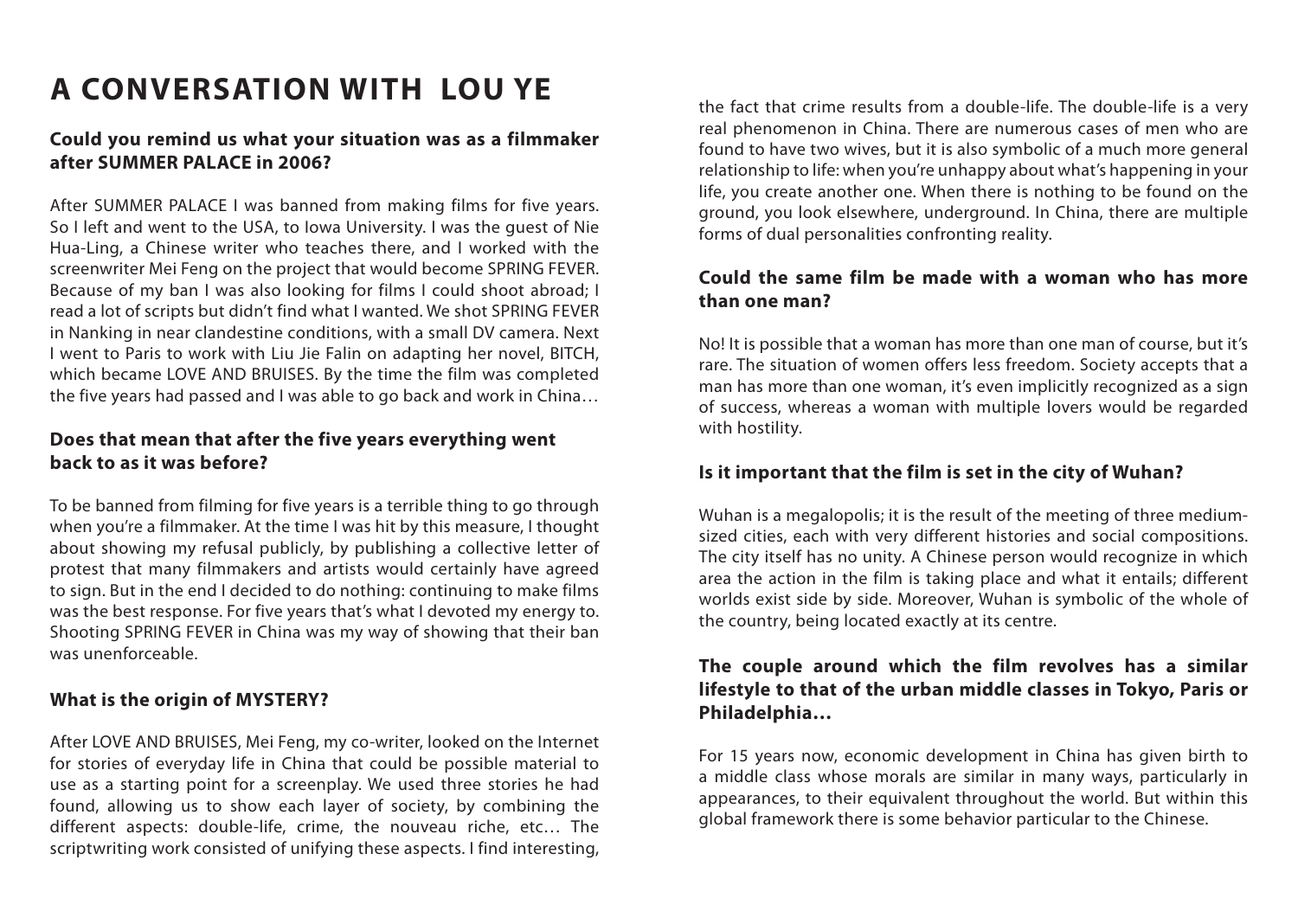# A CONVERSATION WITH LOU YE

### Could you remind us what your situation was as a filmmaker after SUMMER PALACE in 2006?

After SUMMER PALACE I was banned from making films for five years. So I left and went to the USA, to Iowa University. I was the guest of Nie Hua-Ling, a Chinese writer who teaches there, and I worked with the screenwriter Mei Feng on the project that would become SPRING FEVER. Because of my ban I was also looking for films I could shoot abroad; I read a lot of scripts but didn't find what I wanted. We shot SPRING FEVER in Nanking in near clandestine conditions, with a small DV camera. Next I went to Paris to work with Liu Jie Falin on adapting her novel, BITCH, which became LOVE AND BRUISES. By the time the film was completed the five years had passed and I was able to go back and work in China…

### Does that mean that after the five years everything went back to as it was before?

To be banned from filming for five years is a terrible thing to go through when you're a filmmaker. At the time I was hit by this measure, I thought about showing my refusal publicly, by publishing a collective letter of protest that many filmmakers and artists would certainly have agreed to sign. But in the end I decided to do nothing: continuing to make films was the best response. For five years that's what I devoted my energy to. Shooting SPRING FEVER in China was my way of showing that their ban was unenforceable.

### What is the origin of MYSTERY?

After LOVE AND BRUISES, Mei Feng, my co-writer, looked on the Internet for stories of everyday life in China that could be possible material to use as a starting point for a screenplay. We used three stories he had found, allowing us to show each layer of society, by combining the different aspects: double-life, crime, the nouveau riche, etc… The scriptwriting work consisted of unifying these aspects. I find interesting, the fact that crime results from a double-life. The double-life is a very real phenomenon in China. There are numerous cases of men who are found to have two wives, but it is also symbolic of a much more general relationship to life: when you're unhappy about what's happening in your life, you create another one. When there is nothing to be found on the ground, you look elsewhere, underground. In China, there are multiple forms of dual personalities confronting reality.

### Could the same film be made with a woman who has more than one man?

No! It is possible that a woman has more than one man of course, but it's rare. The situation of women offers less freedom. Society accepts that a man has more than one woman, it's even implicitly recognized as a sign of success, whereas a woman with multiple lovers would be regarded with hostility.

### Is it important that the film is set in the city of Wuhan?

Wuhan is a megalopolis; it is the result of the meeting of three medium-sized cities, each with very different histories and social compositions. The city itself has no unity. A Chinese person would recognize in which area the action in the film is taking place and what it entails; different worlds exist side by side. Moreover, Wuhan is symbolic of the whole of the country, being located exactly at its centre.

### The couple around which the film revolves has a similar lifestyle to that of the urban middle classes in Tokyo, Paris or Philadelphia…

For 15 years now, economic development in China has given birth to a middle class whose morals are similar in many ways, particularly in appearances, to their equivalent throughout the world. But within this global framework there is some behavior particular to the Chinese.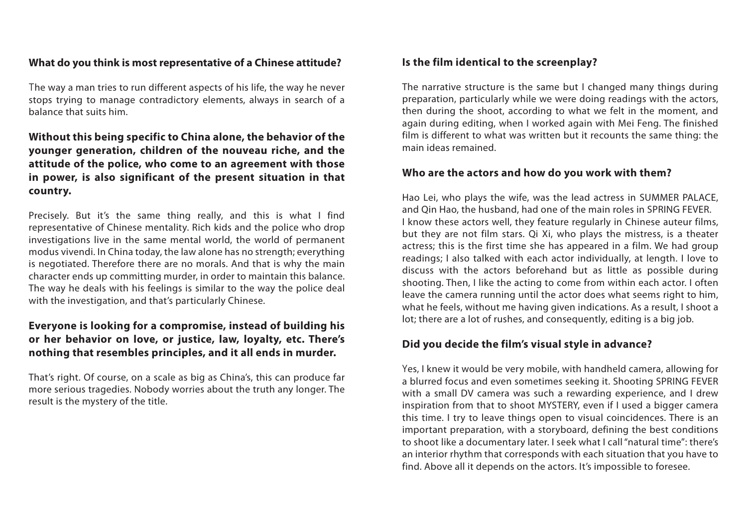### What do you think is most representative of a Chinese attitude?

The way a man tries to run different aspects of his life, the way he never stops trying to manage contradictory elements, always in search of a balance that suits him.

**Without this being specific to China alone, the behavior of the younger generation, children of the nouveau riche, and the attitude of the police, who come to an agreement with those in power, is also significant of the present situation in that country.**

Precisely. But it's the same thing really, and this is what I find representative of Chinese mentality. Rich kids and the police who drop investigations live in the same mental world, the world of permanent modus vivendi. In China today, the law alone has no strength; everything is negotiated. Therefore there are no morals. And that is why the main character ends up committing murder, in order to maintain this balance. The way he deals with his feelings is similar to the way the police deal with the investigation, and that's particularly Chinese.

**Everyone is looking for a compromise, instead of building his or her behavior on love, or justice, law, loyalty, etc. There's nothing that resembles principles, and it all ends in murder.**

That's right. Of course, on a scale as big as China's, this can produce far more serious tragedies. Nobody worries about the truth any longer. The result is the mystery of the title.

### Is the film identical to the screenplay?

The narrative structure is the same but I changed many things during preparation, particularly while we were doing readings with the actors, then during the shoot, according to what we felt in the moment, and again during editing, when I worked again with Mei Feng. The finished film is different to what was written but it recounts the same thing: the main ideas remained.

### Who are the actors and how do you work with them?

Hao Lei, who plays the wife, was the lead actress in SUMMER PALACE, and Qin Hao, the husband, had one of the main roles in SPRING FEVER. I know these actors well, they feature regularly in Chinese auteur films, but they are not film stars. Qi Xi, who plays the mistress, is a theater actress; this is the first time she has appeared in a film. We had group readings; I also talked with each actor individually, at length. I love to discuss with the actors beforehand but as little as possible during shooting. Then, I like the acting to come from within each actor. I often leave the camera running until the actor does what seems right to him, what he feels, without me having given indications. As a result, I shoot a lot; there are a lot of rushes, and consequently, editing is a big job.

### Did you decide the film's visual style in advance?

Yes, I knew it would be very mobile, with handheld camera, allowing for a blurred focus and even sometimes seeking it. Shooting SPRING FEVER with a small DV camera was such a rewarding experience, and I drew inspiration from that to shoot MYSTERY, even if I used a bigger camera this time. I try to leave things open to visual coincidences. There is an important preparation, with a storyboard, defining the best conditions to shoot like a documentary later. I seek what I call "natural time": there's an interior rhythm that corresponds with each situation that you have to find. Above all it depends on the actors. It's impossible to foresee.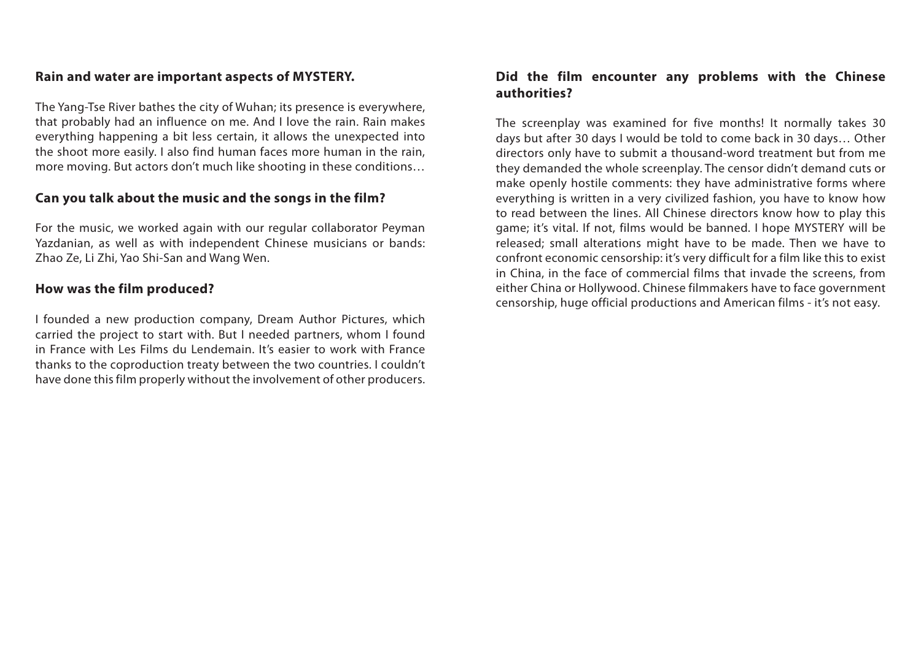**Rain and water are important aspects of MYSTERY.**

The Yang-Tse River bathes the city of Wuhan; its presence is everywhere, that probably had an influence on me. And I love the rain. Rain makes everything happening a bit less certain, it allows the unexpected into the shoot more easily. I also find human faces more human in the rain, more moving. But actors don't much like shooting in these conditions…

**Can you talk about the music and the songs in the film?**

For the music, we worked again with our regular collaborator Peyman Yazdanian, as well as with independent Chinese musicians or bands: Zhao Ze, Li Zhi, Yao Shi-San and Wang Wen.

**How was the film produced?**

I founded a new production company, Dream Author Pictures, which carried the project to start with. But I needed partners, whom I found in France with Les Films du Lendemain. It's easier to work with France thanks to the coproduction treaty between the two countries. I couldn't have done this film properly without the involvement of other producers.

**Did the film encounter any problems with the Chinese authorities?**

The screenplay was examined for five months! It normally takes 30 days but after 30 days I would be told to come back in 30 days… Other directors only have to submit a thousand-word treatment but from me they demanded the whole screenplay. The censor didn't demand cuts or make openly hostile comments: they have administrative forms where everything is written in a very civilized fashion, you have to know how to read between the lines. All Chinese directors know how to play this game; it's vital. If not, films would be banned. I hope MYSTERY will be released; small alterations might have to be made. Then we have to confront economic censorship: it's very difficult for a film like this to exist in China, in the face of commercial films that invade the screens, from either China or Hollywood. Chinese filmmakers have to face government censorship, huge official productions and American films - it's not easy.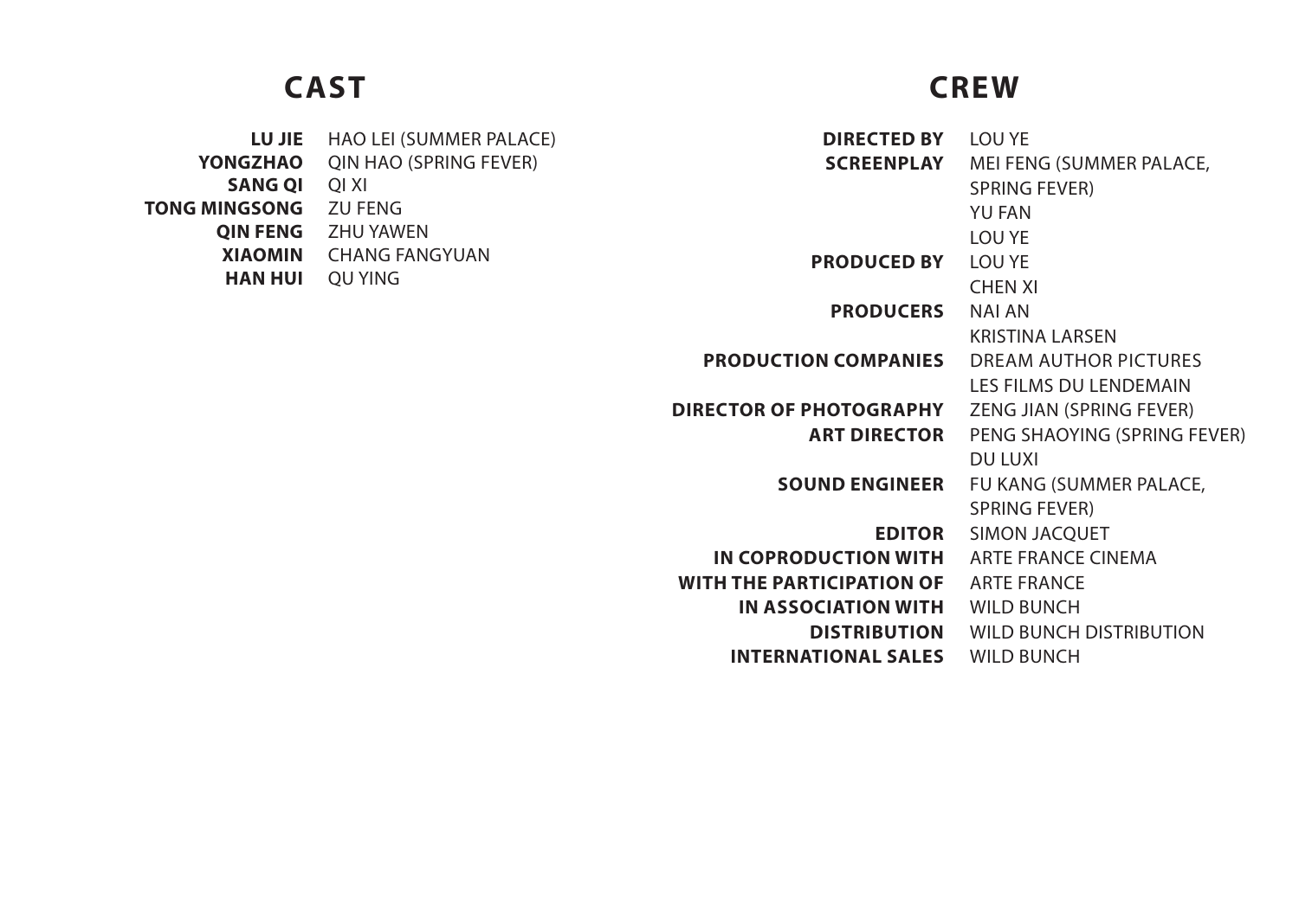## CAST

| | |
|---|---|
| **LU JIE** | HAO LEI (SUMMER PALACE) |
| **YONGZHAO** | QIN HAO (SPRING FEVER) |
| **SANG QI** | QI XI |
| **TONG MINGSONG** | ZU FENG |
| **QIN FENG** | ZHU YAWEN |
| **XIAOMIN** | CHANG FANGYUAN |
| **HAN HUI** | QU YING |

## CREW

| | |
|---|---|
| **DIRECTED BY** | LOU YE |
| **SCREENPLAY** | MEI FENG (SUMMER PALACE, SPRING FEVER)<br>YU FAN<br>LOU YE |
| **PRODUCED BY** | LOU YE<br>CHEN XI |
| **PRODUCERS** | NAI AN<br>KRISTINA LARSEN |
| **PRODUCTION COMPANIES** | DREAM AUTHOR PICTURES<br>LES FILMS DU LENDEMAIN |
| **DIRECTOR OF PHOTOGRAPHY** | ZENG JIAN (SPRING FEVER) |
| **ART DIRECTOR** | PENG SHAOYING (SPRING FEVER)<br>DU LUXI |
| **SOUND ENGINEER** | FU KANG (SUMMER PALACE, SPRING FEVER) |
| **EDITOR** | SIMON JACQUET |
| **IN COPRODUCTION WITH** | ARTE FRANCE CINEMA |
| **WITH THE PARTICIPATION OF** | ARTE FRANCE |
| **IN ASSOCIATION WITH** | WILD BUNCH |
| **DISTRIBUTION** | WILD BUNCH DISTRIBUTION |
| **INTERNATIONAL SALES** | WILD BUNCH |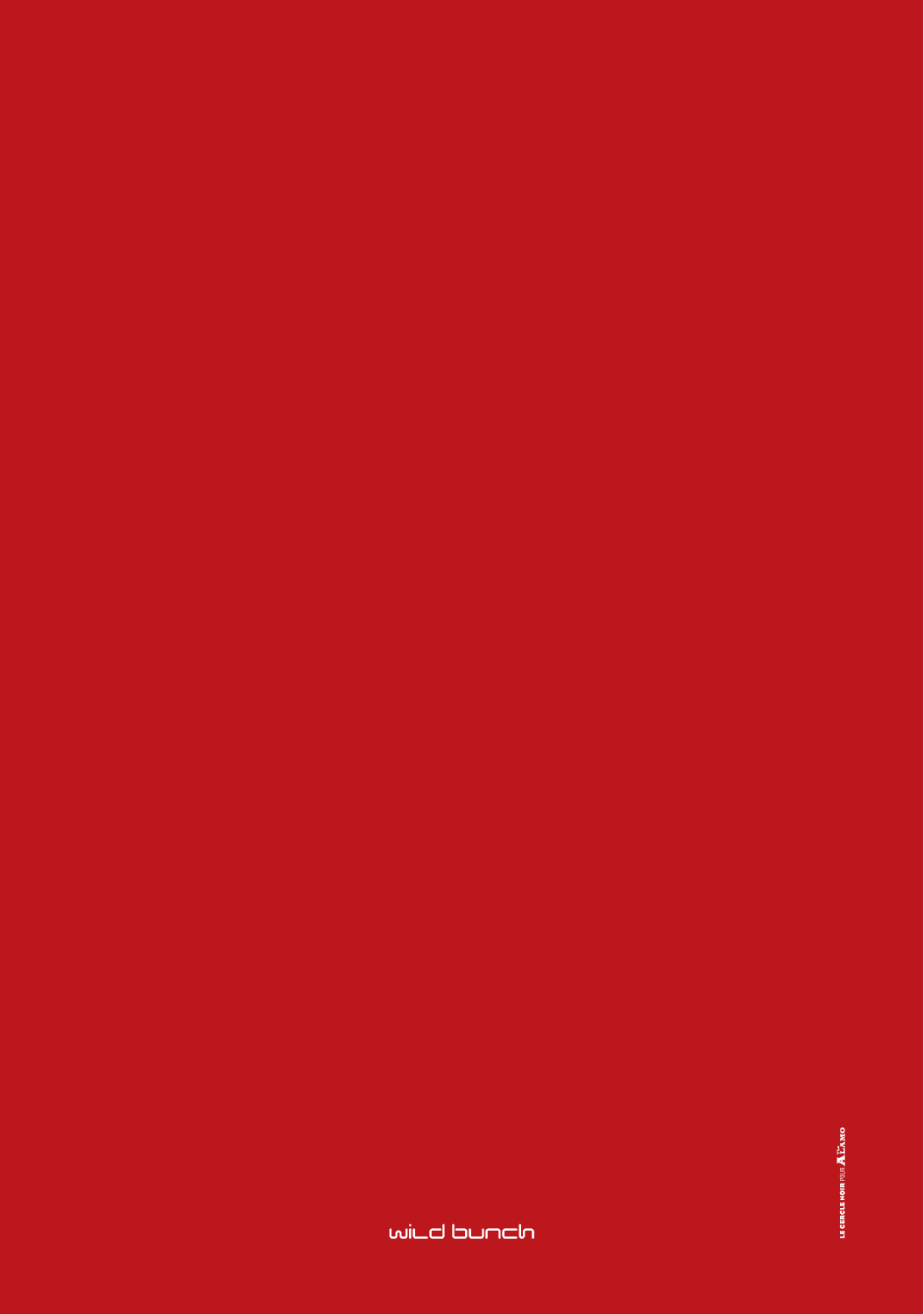wild bunch

LE CERCLE NOIR POUR ALAMO